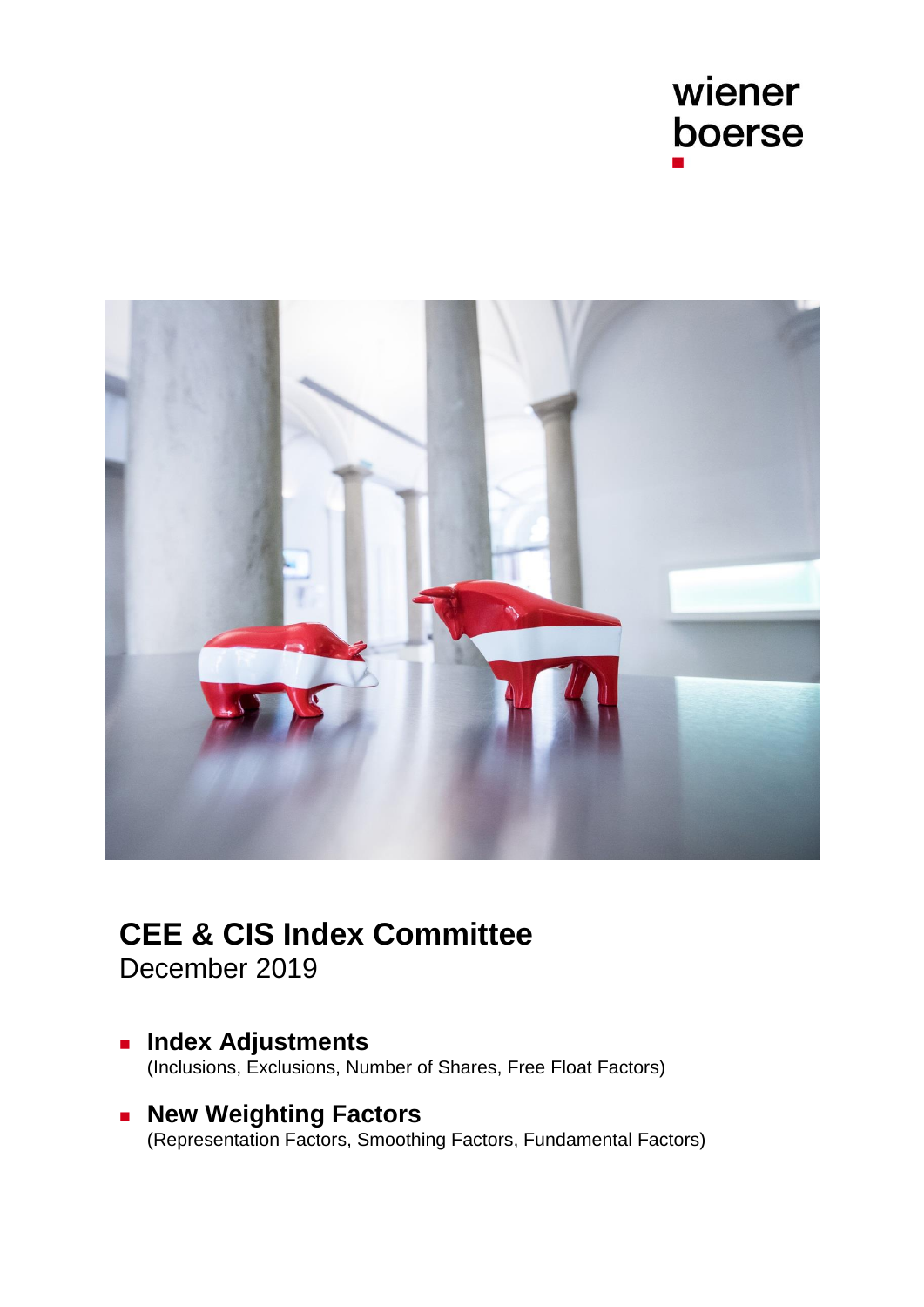wiener
boerse

# CEE & CIS Index Committee

December 2019

- **Index Adjustments**
  (Inclusions, Exclusions, Number of Shares, Free Float Factors)
- **New Weighting Factors**
  (Representation Factors, Smoothing Factors, Fundamental Factors)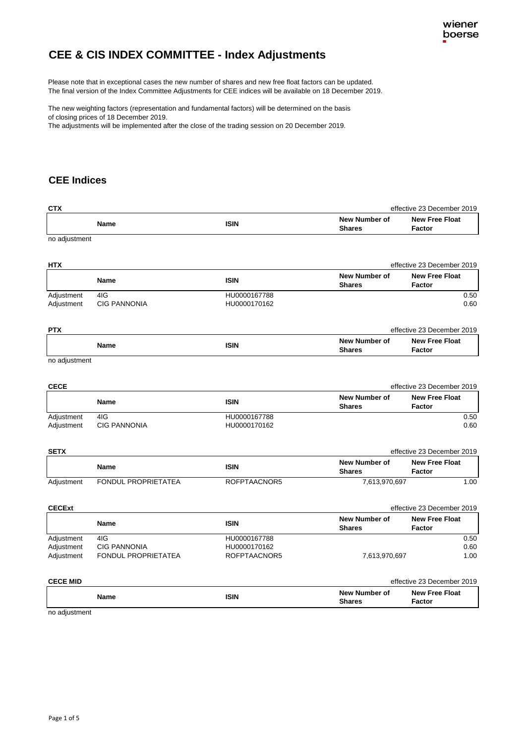# CEE & CIS INDEX COMMITTEE - Index Adjustments

Please note that in exceptional cases the new number of shares and new free float factors can be updated.
The final version of the Index Committee Adjustments for CEE indices will be available on 18 December 2019.

The new weighting factors (representation and fundamental factors) will be determined on the basis of closing prices of 18 December 2019.
The adjustments will be implemented after the close of the trading session on 20 December 2019.

## CEE Indices

**CTX** — effective 23 December 2019

| | Name | ISIN | New Number of Shares | New Free Float Factor |
|---|---|---|---|---|

no adjustment

**HTX** — effective 23 December 2019

| | Name | ISIN | New Number of Shares | New Free Float Factor |
|---|---|---|---|---|
| Adjustment | 4IG | HU0000167788 | | 0.50 |
| Adjustment | CIG PANNONIA | HU0000170162 | | 0.60 |

**PTX** — effective 23 December 2019

| | Name | ISIN | New Number of Shares | New Free Float Factor |
|---|---|---|---|---|

no adjustment

**CECE** — effective 23 December 2019

| | Name | ISIN | New Number of Shares | New Free Float Factor |
|---|---|---|---|---|
| Adjustment | 4IG | HU0000167788 | | 0.50 |
| Adjustment | CIG PANNONIA | HU0000170162 | | 0.60 |

**SETX** — effective 23 December 2019

| | Name | ISIN | New Number of Shares | New Free Float Factor |
|---|---|---|---|---|
| Adjustment | FONDUL PROPRIETATEA | ROFPTAACNOR5 | 7,613,970,697 | 1.00 |

**CECExt** — effective 23 December 2019

| | Name | ISIN | New Number of Shares | New Free Float Factor |
|---|---|---|---|---|
| Adjustment | 4IG | HU0000167788 | | 0.50 |
| Adjustment | CIG PANNONIA | HU0000170162 | | 0.60 |
| Adjustment | FONDUL PROPRIETATEA | ROFPTAACNOR5 | 7,613,970,697 | 1.00 |

**CECE MID** — effective 23 December 2019

| | Name | ISIN | New Number of Shares | New Free Float Factor |
|---|---|---|---|---|

no adjustment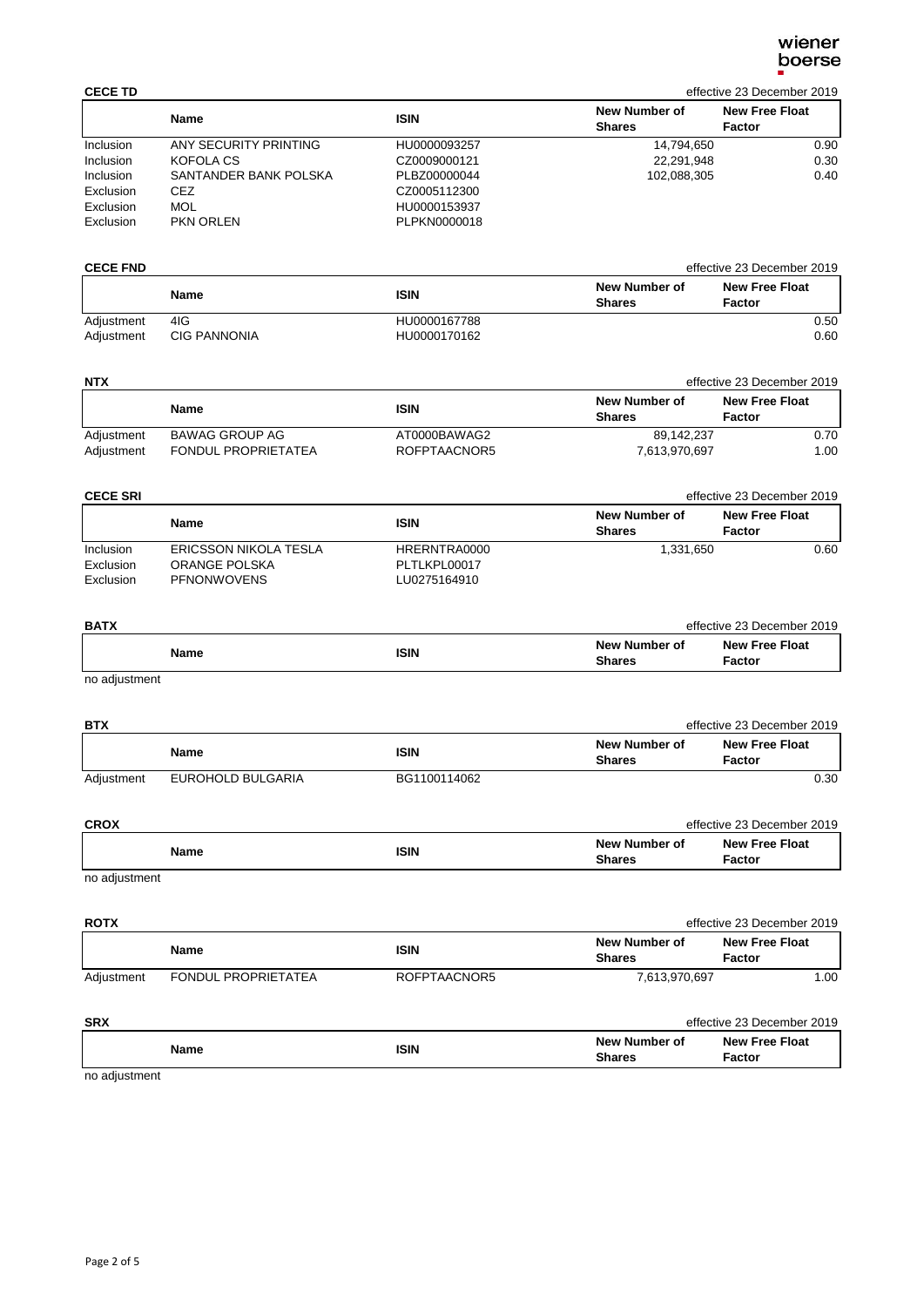## CECE TD

effective 23 December 2019

| | Name | ISIN | New Number of Shares | New Free Float Factor |
|---|---|---|---|---|
| Inclusion | ANY SECURITY PRINTING | HU0000093257 | 14,794,650 | 0.90 |
| Inclusion | KOFOLA CS | CZ0009000121 | 22,291,948 | 0.30 |
| Inclusion | SANTANDER BANK POLSKA | PLBZ00000044 | 102,088,305 | 0.40 |
| Exclusion | CEZ | CZ0005112300 | | |
| Exclusion | MOL | HU0000153937 | | |
| Exclusion | PKN ORLEN | PLPKN0000018 | | |

## CECE FND

effective 23 December 2019

| | Name | ISIN | New Number of Shares | New Free Float Factor |
|---|---|---|---|---|
| Adjustment | 4IG | HU0000167788 | | 0.50 |
| Adjustment | CIG PANNONIA | HU0000170162 | | 0.60 |

## NTX

effective 23 December 2019

| | Name | ISIN | New Number of Shares | New Free Float Factor |
|---|---|---|---|---|
| Adjustment | BAWAG GROUP AG | AT0000BAWAG2 | 89,142,237 | 0.70 |
| Adjustment | FONDUL PROPRIETATEA | ROFPTAACNOR5 | 7,613,970,697 | 1.00 |

## CECE SRI

effective 23 December 2019

| | Name | ISIN | New Number of Shares | New Free Float Factor |
|---|---|---|---|---|
| Inclusion | ERICSSON NIKOLA TESLA | HRERNTRA0000 | 1,331,650 | 0.60 |
| Exclusion | ORANGE POLSKA | PLTLKPL00017 | | |
| Exclusion | PFNONWOVENS | LU0275164910 | | |

## BATX

effective 23 December 2019

| | Name | ISIN | New Number of Shares | New Free Float Factor |
|---|---|---|---|---|

no adjustment

## BTX

effective 23 December 2019

| | Name | ISIN | New Number of Shares | New Free Float Factor |
|---|---|---|---|---|
| Adjustment | EUROHOLD BULGARIA | BG1100114062 | | 0.30 |

## CROX

effective 23 December 2019

| | Name | ISIN | New Number of Shares | New Free Float Factor |
|---|---|---|---|---|

no adjustment

## ROTX

effective 23 December 2019

| | Name | ISIN | New Number of Shares | New Free Float Factor |
|---|---|---|---|---|
| Adjustment | FONDUL PROPRIETATEA | ROFPTAACNOR5 | 7,613,970,697 | 1.00 |

## SRX

effective 23 December 2019

| | Name | ISIN | New Number of Shares | New Free Float Factor |
|---|---|---|---|---|

no adjustment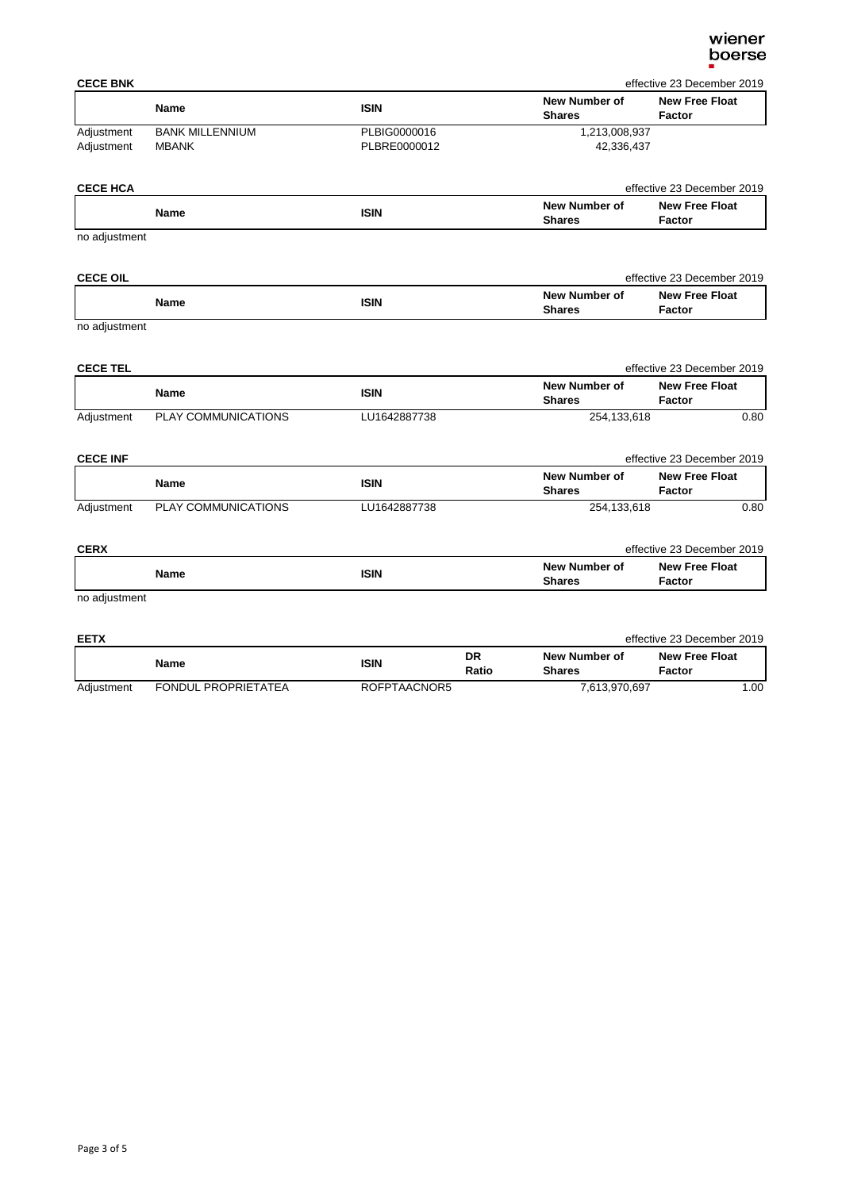**CECE BNK** effective 23 December 2019

| | Name | ISIN | New Number of Shares | New Free Float Factor |
|---|---|---|---|---|
| Adjustment | BANK MILLENNIUM | PLBIG0000016 | 1,213,008,937 | |
| Adjustment | MBANK | PLBRE0000012 | 42,336,437 | |

**CECE HCA** effective 23 December 2019

| | Name | ISIN | New Number of Shares | New Free Float Factor |
|---|---|---|---|---|

no adjustment

**CECE OIL** effective 23 December 2019

| | Name | ISIN | New Number of Shares | New Free Float Factor |
|---|---|---|---|---|

no adjustment

**CECE TEL** effective 23 December 2019

| | Name | ISIN | New Number of Shares | New Free Float Factor |
|---|---|---|---|---|
| Adjustment | PLAY COMMUNICATIONS | LU1642887738 | 254,133,618 | 0.80 |

**CECE INF** effective 23 December 2019

| | Name | ISIN | New Number of Shares | New Free Float Factor |
|---|---|---|---|---|
| Adjustment | PLAY COMMUNICATIONS | LU1642887738 | 254,133,618 | 0.80 |

**CERX** effective 23 December 2019

| | Name | ISIN | New Number of Shares | New Free Float Factor |
|---|---|---|---|---|

no adjustment

**EETX** effective 23 December 2019

| | Name | ISIN | DR Ratio | New Number of Shares | New Free Float Factor |
|---|---|---|---|---|---|
| Adjustment | FONDUL PROPRIETATEA | ROFPTAACNOR5 | | 7,613,970,697 | 1.00 |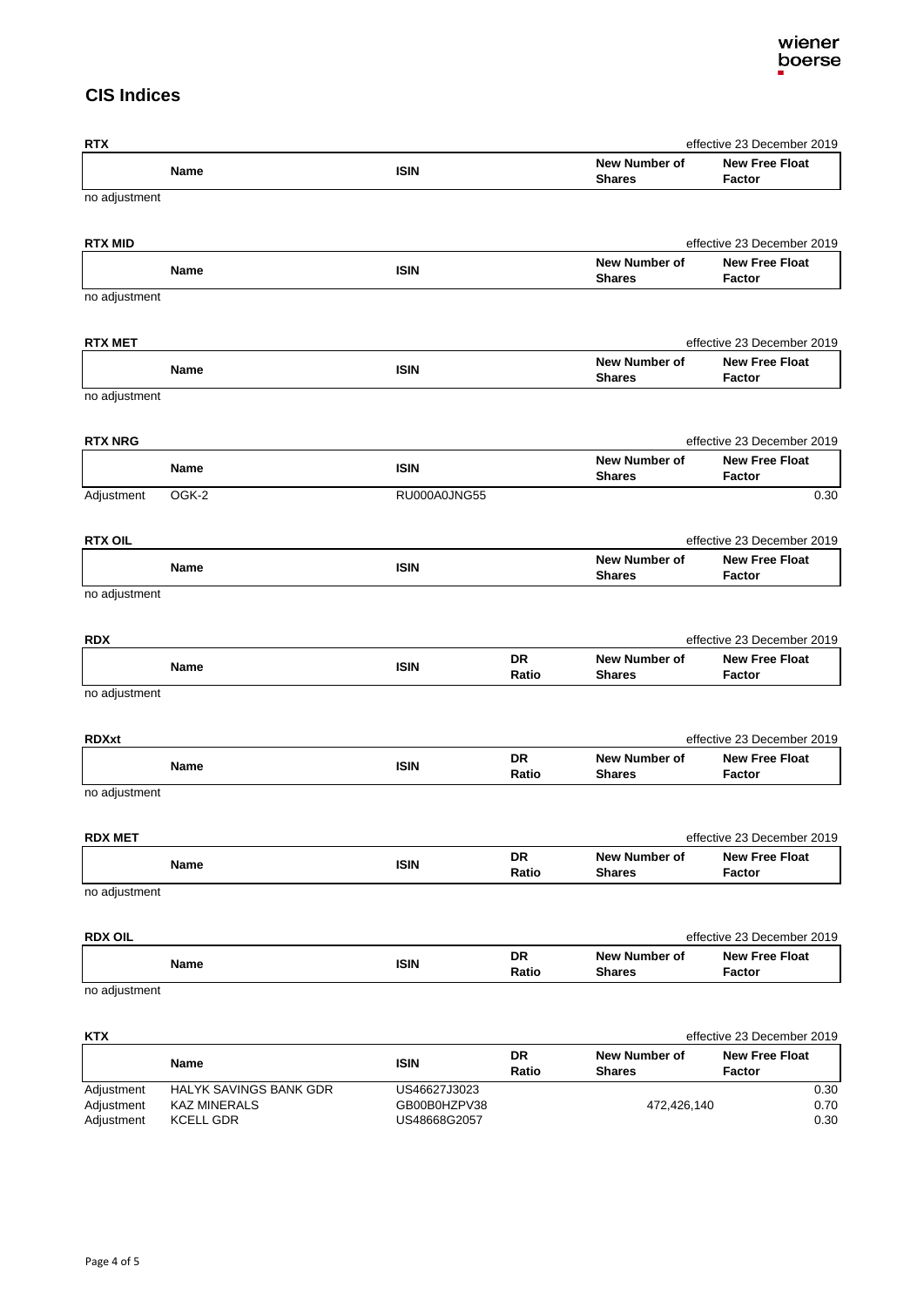## CIS Indices

**RTX** effective 23 December 2019

| | Name | ISIN | New Number of Shares | New Free Float Factor |
|---|---|---|---|---|
| no adjustment | | | | |

**RTX MID** effective 23 December 2019

| | Name | ISIN | New Number of Shares | New Free Float Factor |
|---|---|---|---|---|
| no adjustment | | | | |

**RTX MET** effective 23 December 2019

| | Name | ISIN | New Number of Shares | New Free Float Factor |
|---|---|---|---|---|
| no adjustment | | | | |

**RTX NRG** effective 23 December 2019

| | Name | ISIN | New Number of Shares | New Free Float Factor |
|---|---|---|---|---|
| Adjustment | OGK-2 | RU000A0JNG55 | | 0.30 |

**RTX OIL** effective 23 December 2019

| | Name | ISIN | New Number of Shares | New Free Float Factor |
|---|---|---|---|---|
| no adjustment | | | | |

**RDX** effective 23 December 2019

| | Name | ISIN | DR Ratio | New Number of Shares | New Free Float Factor |
|---|---|---|---|---|---|
| no adjustment | | | | | |

**RDXxt** effective 23 December 2019

| | Name | ISIN | DR Ratio | New Number of Shares | New Free Float Factor |
|---|---|---|---|---|---|
| no adjustment | | | | | |

**RDX MET** effective 23 December 2019

| | Name | ISIN | DR Ratio | New Number of Shares | New Free Float Factor |
|---|---|---|---|---|---|
| no adjustment | | | | | |

**RDX OIL** effective 23 December 2019

| | Name | ISIN | DR Ratio | New Number of Shares | New Free Float Factor |
|---|---|---|---|---|---|
| no adjustment | | | | | |

**KTX** effective 23 December 2019

| | Name | ISIN | DR Ratio | New Number of Shares | New Free Float Factor |
|---|---|---|---|---|---|
| Adjustment | HALYK SAVINGS BANK GDR | US46627J3023 | | | 0.30 |
| Adjustment | KAZ MINERALS | GB00B0HZPV38 | | 472,426,140 | 0.70 |
| Adjustment | KCELL GDR | US48668G2057 | | | 0.30 |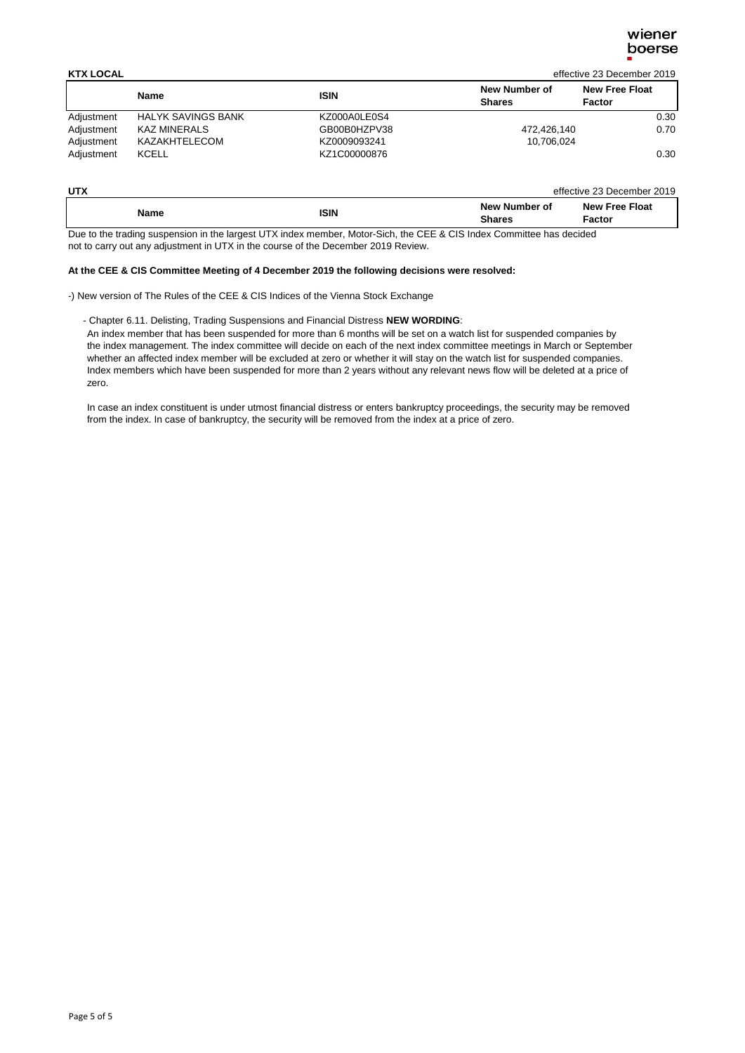**KTX LOCAL** effective 23 December 2019

| | Name | ISIN | New Number of Shares | New Free Float Factor |
|---|---|---|---|---|
| Adjustment | HALYK SAVINGS BANK | KZ000A0LE0S4 | | 0.30 |
| Adjustment | KAZ MINERALS | GB00B0HZPV38 | 472,426,140 | 0.70 |
| Adjustment | KAZAKHTELECOM | KZ0009093241 | 10,706,024 | |
| Adjustment | KCELL | KZ1C00000876 | | 0.30 |

**UTX** effective 23 December 2019

| Name | ISIN | New Number of Shares | New Free Float Factor |
|---|---|---|---|

Due to the trading suspension in the largest UTX index member, Motor-Sich, the CEE & CIS Index Committee has decided not to carry out any adjustment in UTX in the course of the December 2019 Review.

**At the CEE & CIS Committee Meeting of 4 December 2019 the following decisions were resolved:**

-) New version of The Rules of the CEE & CIS Indices of the Vienna Stock Exchange

- Chapter 6.11. Delisting, Trading Suspensions and Financial Distress **NEW WORDING**:

An index member that has been suspended for more than 6 months will be set on a watch list for suspended companies by the index management. The index committee will decide on each of the next index committee meetings in March or September whether an affected index member will be excluded at zero or whether it will stay on the watch list for suspended companies. Index members which have been suspended for more than 2 years without any relevant news flow will be deleted at a price of zero.

In case an index constituent is under utmost financial distress or enters bankruptcy proceedings, the security may be removed from the index. In case of bankruptcy, the security will be removed from the index at a price of zero.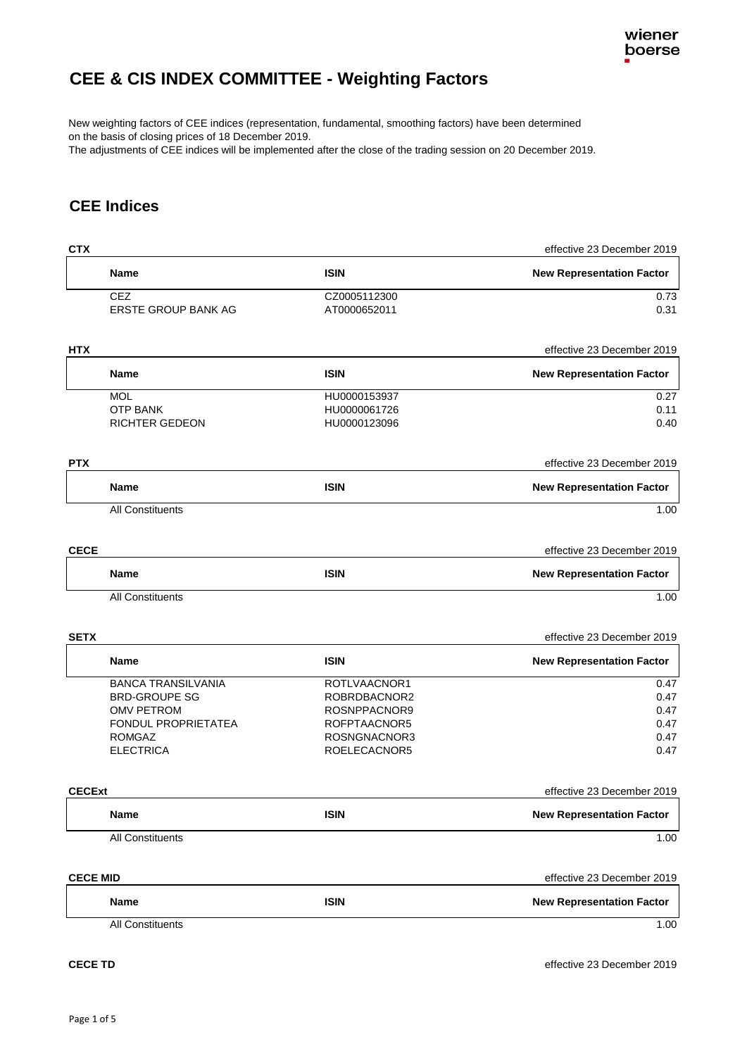# CEE & CIS INDEX COMMITTEE - Weighting Factors

New weighting factors of CEE indices (representation, fundamental, smoothing factors) have been determined on the basis of closing prices of 18 December 2019.
The adjustments of CEE indices will be implemented after the close of the trading session on 20 December 2019.

## CEE Indices

**CTX** effective 23 December 2019

| Name | ISIN | New Representation Factor |
|---|---|---|
| CEZ | CZ0005112300 | 0.73 |
| ERSTE GROUP BANK AG | AT0000652011 | 0.31 |

**HTX** effective 23 December 2019

| Name | ISIN | New Representation Factor |
|---|---|---|
| MOL | HU0000153937 | 0.27 |
| OTP BANK | HU0000061726 | 0.11 |
| RICHTER GEDEON | HU0000123096 | 0.40 |

**PTX** effective 23 December 2019

| Name | ISIN | New Representation Factor |
|---|---|---|
| All Constituents | | 1.00 |

**CECE** effective 23 December 2019

| Name | ISIN | New Representation Factor |
|---|---|---|
| All Constituents | | 1.00 |

**SETX** effective 23 December 2019

| Name | ISIN | New Representation Factor |
|---|---|---|
| BANCA TRANSILVANIA | ROTLVAACNOR1 | 0.47 |
| BRD-GROUPE SG | ROBRDBACNOR2 | 0.47 |
| OMV PETROM | ROSNPPACNOR9 | 0.47 |
| FONDUL PROPRIETATEA | ROFPTAACNOR5 | 0.47 |
| ROMGAZ | ROSNGNACNOR3 | 0.47 |
| ELECTRICA | ROELECACNOR5 | 0.47 |

**CECExt** effective 23 December 2019

| Name | ISIN | New Representation Factor |
|---|---|---|
| All Constituents | | 1.00 |

**CECE MID** effective 23 December 2019

| Name | ISIN | New Representation Factor |
|---|---|---|
| All Constituents | | 1.00 |

**CECE TD** effective 23 December 2019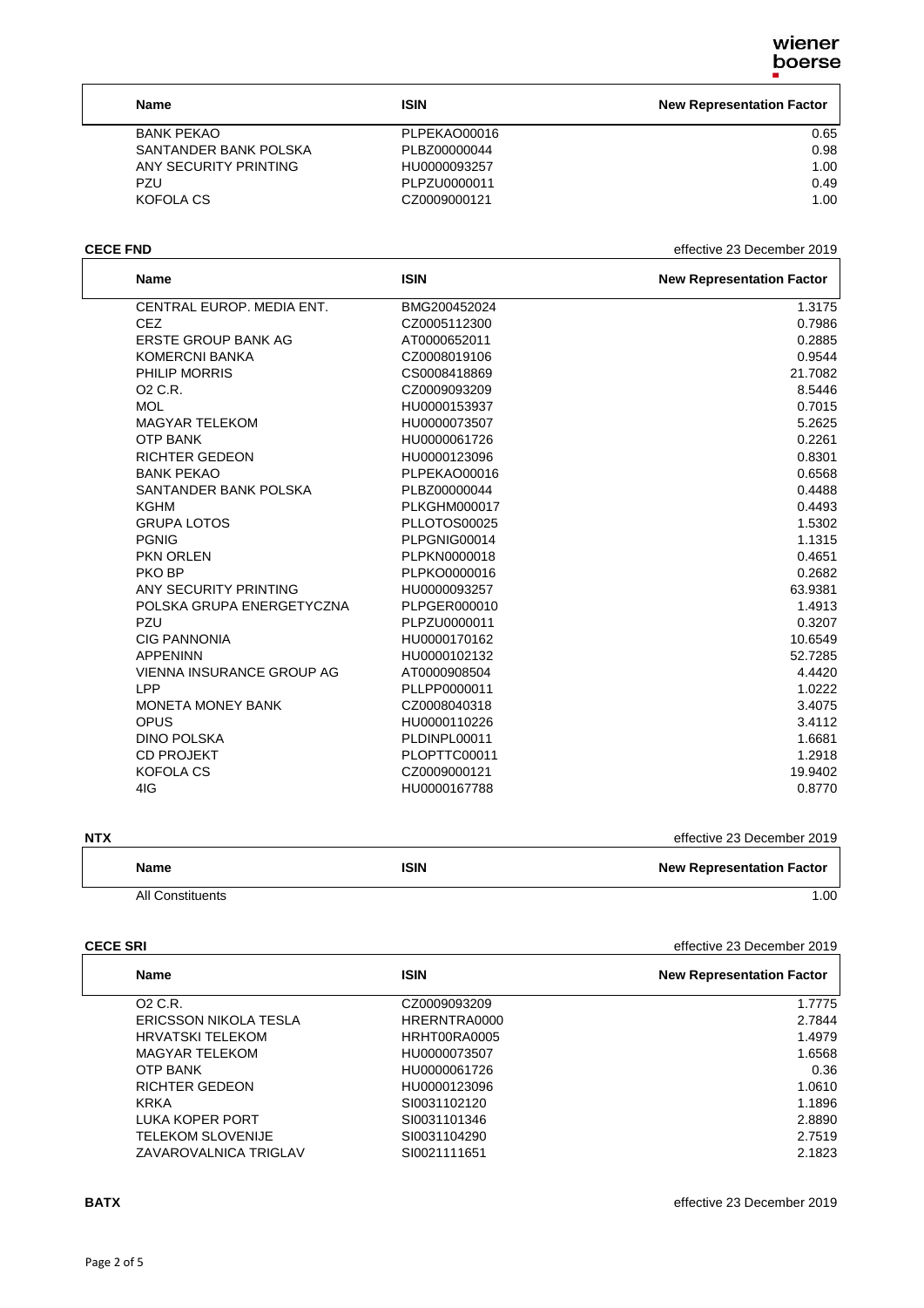| Name | ISIN | New Representation Factor |
|---|---|---|
| BANK PEKAO | PLPEKAO00016 | 0.65 |
| SANTANDER BANK POLSKA | PLBZ00000044 | 0.98 |
| ANY SECURITY PRINTING | HU0000093257 | 1.00 |
| PZU | PLPZU0000011 | 0.49 |
| KOFOLA CS | CZ0009000121 | 1.00 |

**CECE FND** effective 23 December 2019

| Name | ISIN | New Representation Factor |
|---|---|---|
| CENTRAL EUROP. MEDIA ENT. | BMG200452024 | 1.3175 |
| CEZ | CZ0005112300 | 0.7986 |
| ERSTE GROUP BANK AG | AT0000652011 | 0.2885 |
| KOMERCNI BANKA | CZ0008019106 | 0.9544 |
| PHILIP MORRIS | CS0008418869 | 21.7082 |
| O2 C.R. | CZ0009093209 | 8.5446 |
| MOL | HU0000153937 | 0.7015 |
| MAGYAR TELEKOM | HU0000073507 | 5.2625 |
| OTP BANK | HU0000061726 | 0.2261 |
| RICHTER GEDEON | HU0000123096 | 0.8301 |
| BANK PEKAO | PLPEKAO00016 | 0.6568 |
| SANTANDER BANK POLSKA | PLBZ00000044 | 0.4488 |
| KGHM | PLKGHM000017 | 0.4493 |
| GRUPA LOTOS | PLLOTOS00025 | 1.5302 |
| PGNIG | PLPGNIG00014 | 1.1315 |
| PKN ORLEN | PLPKN0000018 | 0.4651 |
| PKO BP | PLPKO0000016 | 0.2682 |
| ANY SECURITY PRINTING | HU0000093257 | 63.9381 |
| POLSKA GRUPA ENERGETYCZNA | PLPGER000010 | 1.4913 |
| PZU | PLPZU0000011 | 0.3207 |
| CIG PANNONIA | HU0000170162 | 10.6549 |
| APPENINN | HU0000102132 | 52.7285 |
| VIENNA INSURANCE GROUP AG | AT0000908504 | 4.4420 |
| LPP | PLLPP0000011 | 1.0222 |
| MONETA MONEY BANK | CZ0008040318 | 3.4075 |
| OPUS | HU0000110226 | 3.4112 |
| DINO POLSKA | PLDINPL00011 | 1.6681 |
| CD PROJEKT | PLOPTTC00011 | 1.2918 |
| KOFOLA CS | CZ0009000121 | 19.9402 |
| 4IG | HU0000167788 | 0.8770 |

**NTX** effective 23 December 2019

| Name | ISIN | New Representation Factor |
|---|---|---|
| All Constituents | | 1.00 |

**CECE SRI** effective 23 December 2019

| Name | ISIN | New Representation Factor |
|---|---|---|
| O2 C.R. | CZ0009093209 | 1.7775 |
| ERICSSON NIKOLA TESLA | HRERNTRA0000 | 2.7844 |
| HRVATSKI TELEKOM | HRHT00RA0005 | 1.4979 |
| MAGYAR TELEKOM | HU0000073507 | 1.6568 |
| OTP BANK | HU0000061726 | 0.36 |
| RICHTER GEDEON | HU0000123096 | 1.0610 |
| KRKA | SI0031102120 | 1.1896 |
| LUKA KOPER PORT | SI0031101346 | 2.8890 |
| TELEKOM SLOVENIJE | SI0031104290 | 2.7519 |
| ZAVAROVALNICA TRIGLAV | SI0021111651 | 2.1823 |

**BATX** effective 23 December 2019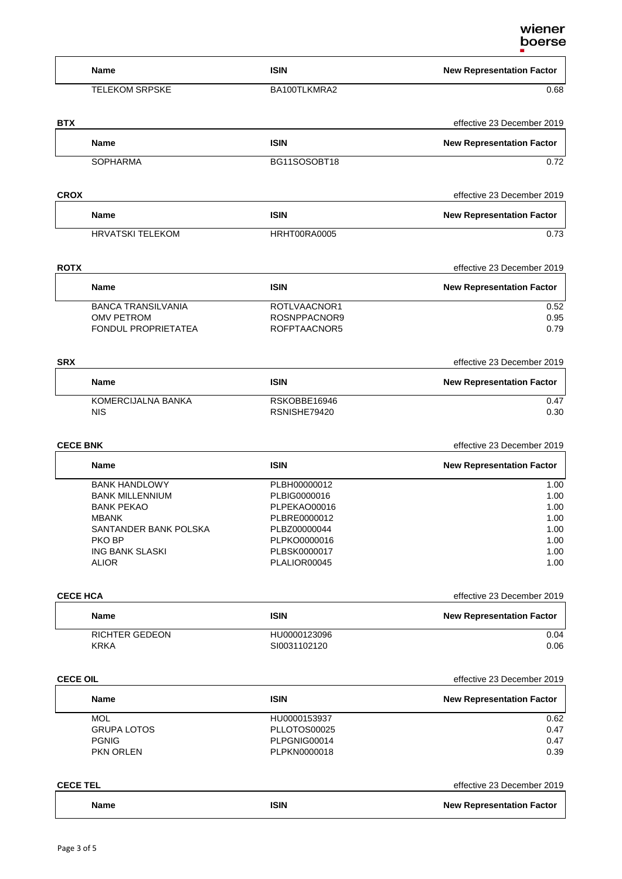| Name | ISIN | New Representation Factor |
|---|---|---|
| TELEKOM SRPSKE | BA100TLKMRA2 | 0.68 |

**BTX** effective 23 December 2019

| Name | ISIN | New Representation Factor |
|---|---|---|
| SOPHARMA | BG11SOSOBT18 | 0.72 |

**CROX** effective 23 December 2019

| Name | ISIN | New Representation Factor |
|---|---|---|
| HRVATSKI TELEKOM | HRHT00RA0005 | 0.73 |

**ROTX** effective 23 December 2019

| Name | ISIN | New Representation Factor |
|---|---|---|
| BANCA TRANSILVANIA | ROTLVAACNOR1 | 0.52 |
| OMV PETROM | ROSNPPACNOR9 | 0.95 |
| FONDUL PROPRIETATEA | ROFPTAACNOR5 | 0.79 |

**SRX** effective 23 December 2019

| Name | ISIN | New Representation Factor |
|---|---|---|
| KOMERCIJALNA BANKA | RSKOBBE16946 | 0.47 |
| NIS | RSNISHE79420 | 0.30 |

**CECE BNK** effective 23 December 2019

| Name | ISIN | New Representation Factor |
|---|---|---|
| BANK HANDLOWY | PLBH00000012 | 1.00 |
| BANK MILLENNIUM | PLBIG0000016 | 1.00 |
| BANK PEKAO | PLPEKAO00016 | 1.00 |
| MBANK | PLBRE0000012 | 1.00 |
| SANTANDER BANK POLSKA | PLBZ00000044 | 1.00 |
| PKO BP | PLPKO0000016 | 1.00 |
| ING BANK SLASKI | PLBSK0000017 | 1.00 |
| ALIOR | PLALIOR00045 | 1.00 |

**CECE HCA** effective 23 December 2019

| Name | ISIN | New Representation Factor |
|---|---|---|
| RICHTER GEDEON | HU0000123096 | 0.04 |
| KRKA | SI0031102120 | 0.06 |

**CECE OIL** effective 23 December 2019

| Name | ISIN | New Representation Factor |
|---|---|---|
| MOL | HU0000153937 | 0.62 |
| GRUPA LOTOS | PLLOTOS00025 | 0.47 |
| PGNIG | PLPGNIG00014 | 0.47 |
| PKN ORLEN | PLPKN0000018 | 0.39 |

**CECE TEL** effective 23 December 2019

| Name | ISIN | New Representation Factor |
|---|---|---|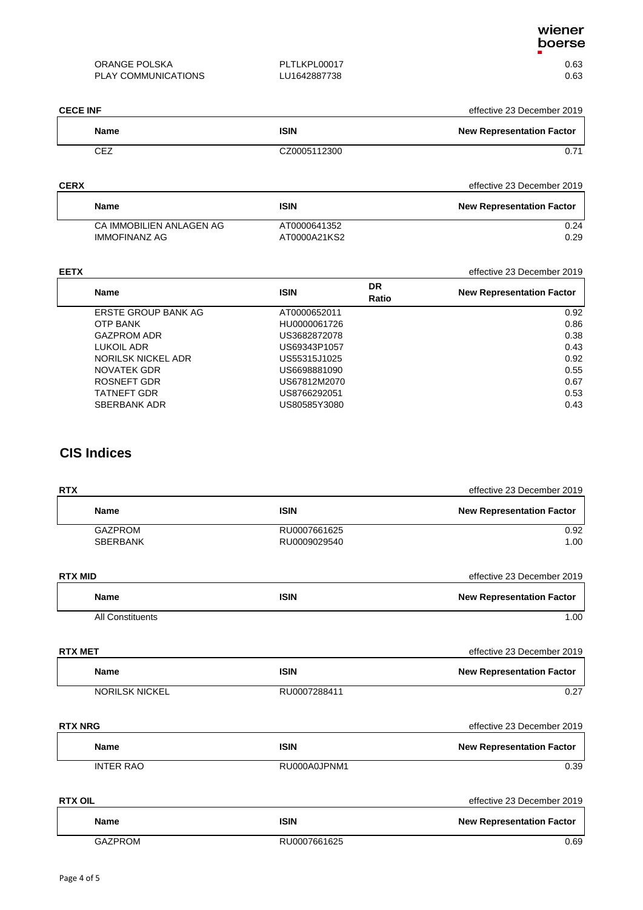| | | |
|---|---|---|
| ORANGE POLSKA | PLTLKPL00017 | 0.63 |
| PLAY COMMUNICATIONS | LU1642887738 | 0.63 |

**CECE INF** effective 23 December 2019

| Name | ISIN | New Representation Factor |
|---|---|---|
| CEZ | CZ0005112300 | 0.71 |

**CERX** effective 23 December 2019

| Name | ISIN | New Representation Factor |
|---|---|---|
| CA IMMOBILIEN ANLAGEN AG | AT0000641352 | 0.24 |
| IMMOFINANZ AG | AT0000A21KS2 | 0.29 |

**EETX** effective 23 December 2019

| Name | ISIN | DR Ratio | New Representation Factor |
|---|---|---|---|
| ERSTE GROUP BANK AG | AT0000652011 | | 0.92 |
| OTP BANK | HU0000061726 | | 0.86 |
| GAZPROM ADR | US3682872078 | | 0.38 |
| LUKOIL ADR | US69343P1057 | | 0.43 |
| NORILSK NICKEL ADR | US55315J1025 | | 0.92 |
| NOVATEK GDR | US6698881090 | | 0.55 |
| ROSNEFT GDR | US67812M2070 | | 0.67 |
| TATNEFT GDR | US8766292051 | | 0.53 |
| SBERBANK ADR | US80585Y3080 | | 0.43 |

## CIS Indices

**RTX** effective 23 December 2019

| Name | ISIN | New Representation Factor |
|---|---|---|
| GAZPROM | RU0007661625 | 0.92 |
| SBERBANK | RU0009029540 | 1.00 |

**RTX MID** effective 23 December 2019

| Name | ISIN | New Representation Factor |
|---|---|---|
| All Constituents | | 1.00 |

**RTX MET** effective 23 December 2019

| Name | ISIN | New Representation Factor |
|---|---|---|
| NORILSK NICKEL | RU0007288411 | 0.27 |

**RTX NRG** effective 23 December 2019

| Name | ISIN | New Representation Factor |
|---|---|---|
| INTER RAO | RU000A0JPNM1 | 0.39 |

**RTX OIL** effective 23 December 2019

| Name | ISIN | New Representation Factor |
|---|---|---|
| GAZPROM | RU0007661625 | 0.69 |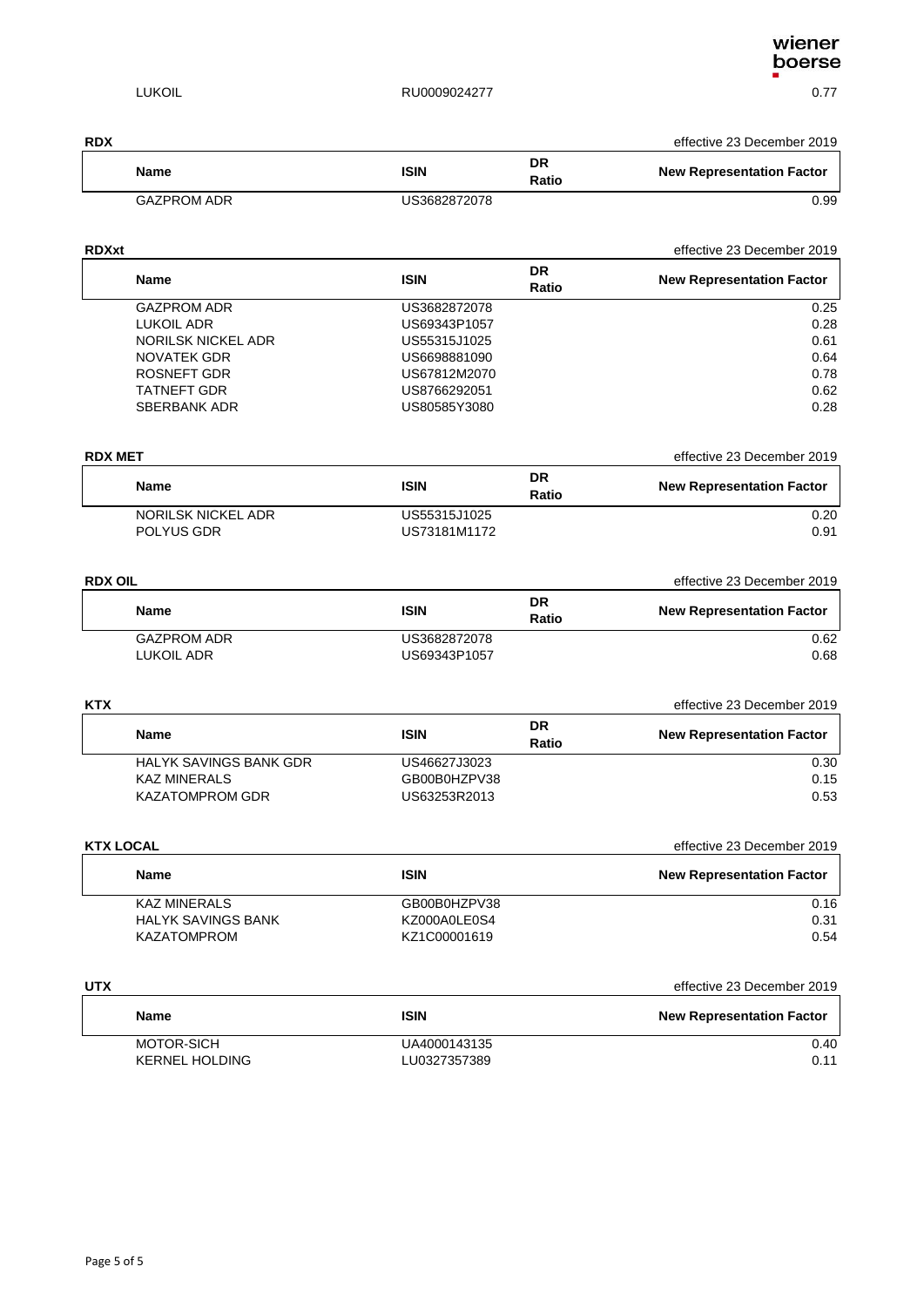| | | | |
|---|---|---|---|
| LUKOIL | RU0009024277 | | 0.77 |

**RDX** — effective 23 December 2019

| Name | ISIN | DR Ratio | New Representation Factor |
|---|---|---|---|
| GAZPROM ADR | US3682872078 | | 0.99 |

**RDXxt** — effective 23 December 2019

| Name | ISIN | DR Ratio | New Representation Factor |
|---|---|---|---|
| GAZPROM ADR | US3682872078 | | 0.25 |
| LUKOIL ADR | US69343P1057 | | 0.28 |
| NORILSK NICKEL ADR | US55315J1025 | | 0.61 |
| NOVATEK GDR | US6698881090 | | 0.64 |
| ROSNEFT GDR | US67812M2070 | | 0.78 |
| TATNEFT GDR | US8766292051 | | 0.62 |
| SBERBANK ADR | US80585Y3080 | | 0.28 |

**RDX MET** — effective 23 December 2019

| Name | ISIN | DR Ratio | New Representation Factor |
|---|---|---|---|
| NORILSK NICKEL ADR | US55315J1025 | | 0.20 |
| POLYUS GDR | US73181M1172 | | 0.91 |

**RDX OIL** — effective 23 December 2019

| Name | ISIN | DR Ratio | New Representation Factor |
|---|---|---|---|
| GAZPROM ADR | US3682872078 | | 0.62 |
| LUKOIL ADR | US69343P1057 | | 0.68 |

**KTX** — effective 23 December 2019

| Name | ISIN | DR Ratio | New Representation Factor |
|---|---|---|---|
| HALYK SAVINGS BANK GDR | US46627J3023 | | 0.30 |
| KAZ MINERALS | GB00B0HZPV38 | | 0.15 |
| KAZATOMPROM GDR | US63253R2013 | | 0.53 |

**KTX LOCAL** — effective 23 December 2019

| Name | ISIN | New Representation Factor |
|---|---|---|
| KAZ MINERALS | GB00B0HZPV38 | 0.16 |
| HALYK SAVINGS BANK | KZ000A0LE0S4 | 0.31 |
| KAZATOMPROM | KZ1C00001619 | 0.54 |

**UTX** — effective 23 December 2019

| Name | ISIN | New Representation Factor |
|---|---|---|
| MOTOR-SICH | UA4000143135 | 0.40 |
| KERNEL HOLDING | LU0327357389 | 0.11 |